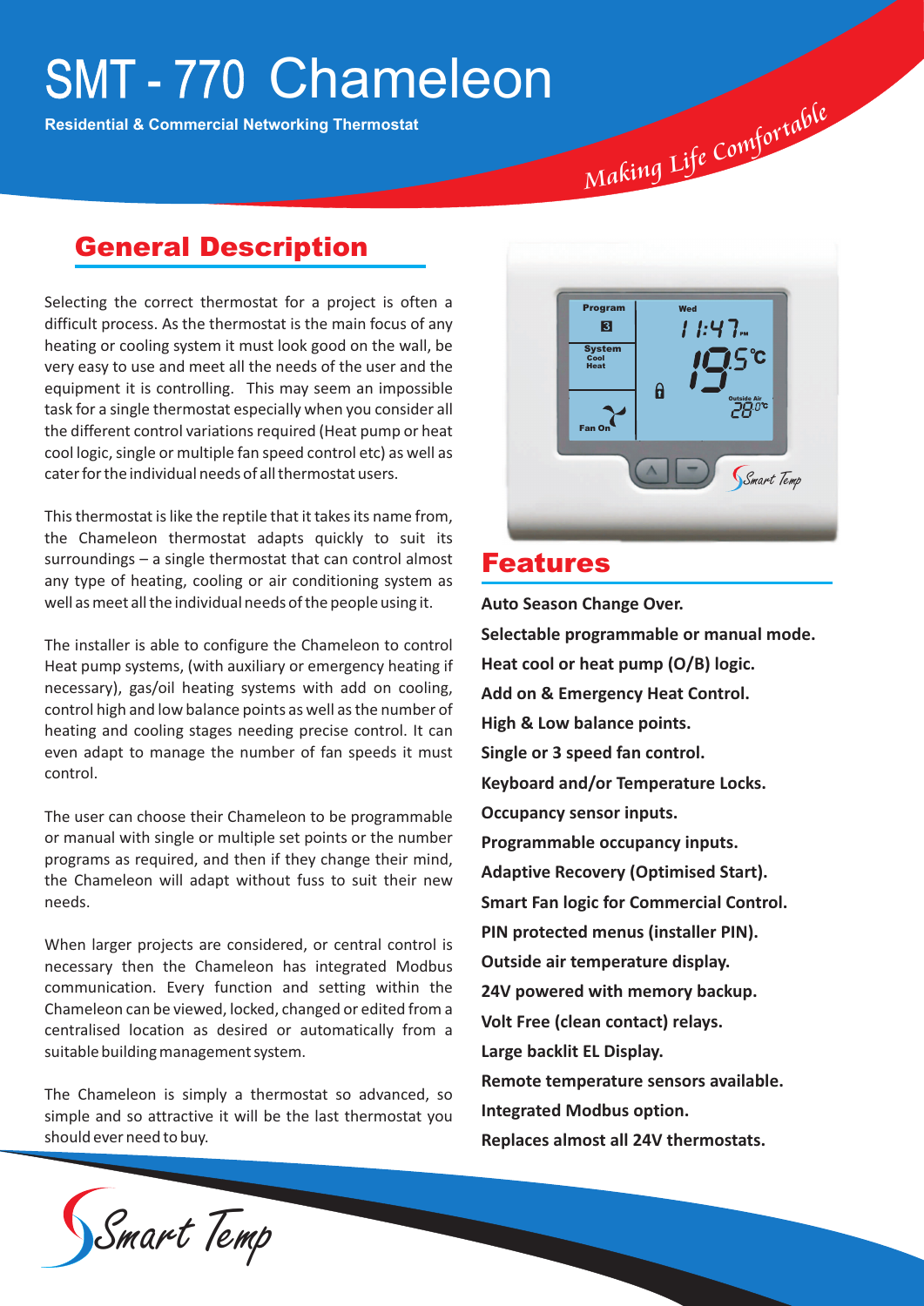# SMT - 770 Chameleon

**Residential & Commercial Networking Thermostat**

*Making Life Comfortable*

## General Description

Selecting the correct thermostat for a project is often a difficult process. As the thermostat is the main focus of any heating or cooling system it must look good on the wall, be very easy to use and meet all the needs of the user and the equipment it is controlling. This may seem an impossible task for a single thermostat especially when you consider all the different control variations required (Heat pump or heat cool logic, single or multiple fan speed control etc) as well as cater for the individual needs of all thermostat users.

This thermostat is like the reptile that it takes its name from, the Chameleon thermostat adapts quickly to suit its surroundings – a single thermostat that can control almost any type of heating, cooling or air conditioning system as well as meet all the individual needs of the people using it.

The installer is able to configure the Chameleon to control Heat pump systems, (with auxiliary or emergency heating if necessary), gas/oil heating systems with add on cooling, control high and low balance points as well as the number of heating and cooling stages needing precise control. It can even adapt to manage the number of fan speeds it must control.

The user can choose their Chameleon to be programmable or manual with single or multiple set points or the number programs as required, and then if they change their mind, the Chameleon will adapt without fuss to suit their new needs.

When larger projects are considered, or central control is necessary then the Chameleon has integrated Modbus communication. Every function and setting within the Chameleon can be viewed, locked, changed or edited from a centralised location as desired or automatically from a suitable building management system.

The Chameleon is simply a thermostat so advanced, so simple and so attractive it will be the last thermostat you should ever need to buy.

## Features

**Auto Season Change Over.**

**Selectable programmable or manual mode.**

**Heat cool or heat pump (O/B) logic.**

**Add on & Emergency Heat Control.**

**High & Low balance points.**

**Single or 3 speed fan control.**

**Keyboard and/or Temperature Locks.**

**Occupancy sensor inputs.**

**Programmable occupancy inputs.**

**Adaptive Recovery (Optimised Start).**

**Smart Fan logic for Commercial Control.**

**PIN protected menus (installer PIN).**

**Outside air temperature display.**

**24V powered with memory backup.**

**Volt Free (clean contact) relays.**

**Large backlit EL Display.**

**Remote temperature sensors available.**

**Integrated Modbus option.**

**Replaces almost all 24V thermostats.**

Smart Temp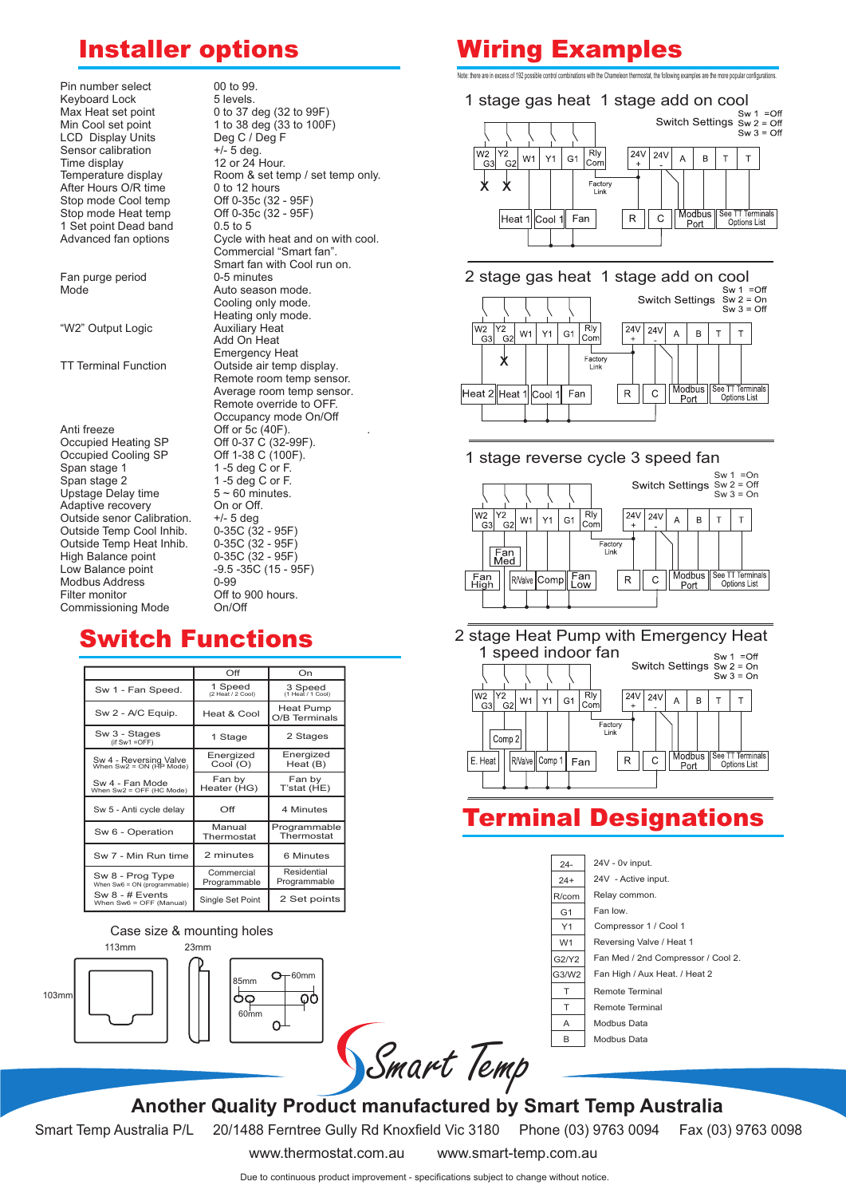# Installer options

| | |
|---|---|
| Pin number select | 00 to 99. |
| Keyboard Lock | 5 levels. |
| Max Heat set point | 0 to 37 deg (32 to 99F) |
| Min Cool set point | 1 to 38 deg (33 to 100F) |
| LCD Display Units | Deg C / Deg F |
| Sensor calibration | +/- 5 deg. |
| Time display | 12 or 24 Hour. |
| Temperature display | Room & set temp / set temp only. |
| After Hours O/R time | 0 to 12 hours |
| Stop mode Cool temp | Off 0-35c (32 - 95F) |
| Stop mode Heat temp | Off 0-35c (32 - 95F) |
| 1 Set point Dead band | 0.5 to 5 |
| Advanced fan options | Cycle with heat and on with cool.<br>Commercial "Smart fan".<br>Smart fan with Cool run on. |
| Fan purge period | 0-5 minutes |
| Mode | Auto season mode.<br>Cooling only mode.<br>Heating only mode. |
| "W2" Output Logic | Auxiliary Heat<br>Add On Heat<br>Emergency Heat |
| TT Terminal Function | Outside air temp display.<br>Remote room temp sensor.<br>Average room temp sensor.<br>Remote override to OFF.<br>Occupancy mode On/Off |
| Anti freeze | Off or 5c (40F). |
| Occupied Heating SP | Off 0-37 C (32-99F). |
| Occupied Cooling SP | Off 1-38 C (100F). |
| Span stage 1 | 1 -5 deg C or F. |
| Span stage 2 | 1 -5 deg C or F. |
| Upstage Delay time | 5 ~ 60 minutes. |
| Adaptive recovery | On or Off. |
| Outside senor Calibration. | +/- 5 deg |
| Outside Temp Cool Inhib. | 0-35C (32 - 95F) |
| Outside Temp Heat Inhib. | 0-35C (32 - 95F) |
| High Balance point | 0-35C (32 - 95F) |
| Low Balance point | -9.5 -35C (15 - 95F) |
| Modbus Address | 0-99 |
| Filter monitor | Off to 900 hours. |
| Commissioning Mode | On/Off |

# Switch Functions

| | Off | On |
|---|---|---|
| Sw 1 - Fan Speed. | 1 Speed (2 Heat / 2 Cool) | 3 Speed (1 Heat / 1 Cool) |
| Sw 2 - A/C Equip. | Heat & Cool | Heat Pump O/B Terminals |
| Sw 3 - Stages (if Sw1 =OFF) | 1 Stage | 2 Stages |
| Sw 4 - Reversing Valve When Sw2 = ON (HP Mode) | Energized Cool (O) | Energized Heat (B) |
| Sw 4 - Fan Mode When Sw2 = OFF (HC Mode) | Fan by Heater (HG) | Fan by T'stat (HE) |
| Sw 5 - Anti cycle delay | Off | 4 Minutes |
| Sw 6 - Operation | Manual Thermostat | Programmable Thermostat |
| Sw 7 - Min Run time | 2 minutes | 6 Minutes |
| Sw 8 - Prog Type When Sw6 = ON (programmable) | Commercial Programmable | Residential Programmable |
| Sw 8 - # Events When Sw6 = OFF (Manual) | Single Set Point | 2 Set points |

Case size & mounting holes

113mm
23mm
103mm
85mm
60mm
60mm

# Wiring Examples

Note: there are in excess of 192 possible control combinations with the Chameleon thermostat, the following examples are the more popular configurations.

## 1 stage gas heat 1 stage add on cool

Switch Settings Sw 1 =Off Sw 2 = Off Sw 3 = Off

W2 G3 | Y2 G2 | W1 | Y1 | G1 | Rly Com | 24V + | 24V - | A | B | T | T

X X | Factory Link

Heat 1 | Cool 1 | Fan | R | C | Modbus Port | See TT Terminals Options List

## 2 stage gas heat 1 stage add on cool

Switch Settings Sw 1 =Off Sw 2 = On Sw 3 = Off

W2 G3 | Y2 G2 | W1 | Y1 | G1 | Rly Com | 24V + | 24V - | A | B | T | T

X | Factory Link

Heat 2 | Heat 1 | Cool 1 | Fan | R | C | Modbus Port | See TT Terminals Options List

## 1 stage reverse cycle 3 speed fan

Switch Settings Sw 1 =On Sw 2 = Off Sw 3 = On

W2 G3 | Y2 G2 | W1 | Y1 | G1 | Rly Com | 24V + | 24V - | A | B | T | T

Fan Med | Factory Link

Fan High | R/Valve | Comp | Fan Low | R | C | Modbus Port | See TT Terminals Options List

## 2 stage Heat Pump with Emergency Heat 1 speed indoor fan

Switch Settings Sw 1 =Off Sw 2 = On Sw 3 = On

W2 G3 | Y2 G2 | W1 | Y1 | G1 | Rly Com | 24V + | 24V - | A | B | T | T

Comp 2 | Factory Link

E. Heat | R/Valve | Comp 1 | Fan | R | C | Modbus Port | See TT Terminals Options List

# Terminal Designations

| | |
|---|---|
| 24- | 24V - 0v input. |
| 24+ | 24V - Active input. |
| R/com | Relay common. |
| G1 | Fan low. |
| Y1 | Compressor 1 / Cool 1 |
| W1 | Reversing Valve / Heat 1 |
| G2/Y2 | Fan Med / 2nd Compressor / Cool 2. |
| G3/W2 | Fan High / Aux Heat. / Heat 2 |
| T | Remote Terminal |
| T | Remote Terminal |
| A | Modbus Data |
| B | Modbus Data |

Smart Temp

**Another Quality Product manufactured by Smart Temp Australia**

Smart Temp Australia P/L 20/1488 Ferntree Gully Rd Knoxfield Vic 3180 Phone (03) 9763 0094 Fax (03) 9763 0098

www.thermostat.com.au www.smart-temp.com.au

Due to continuous product improvement - specifications subject to change without notice.